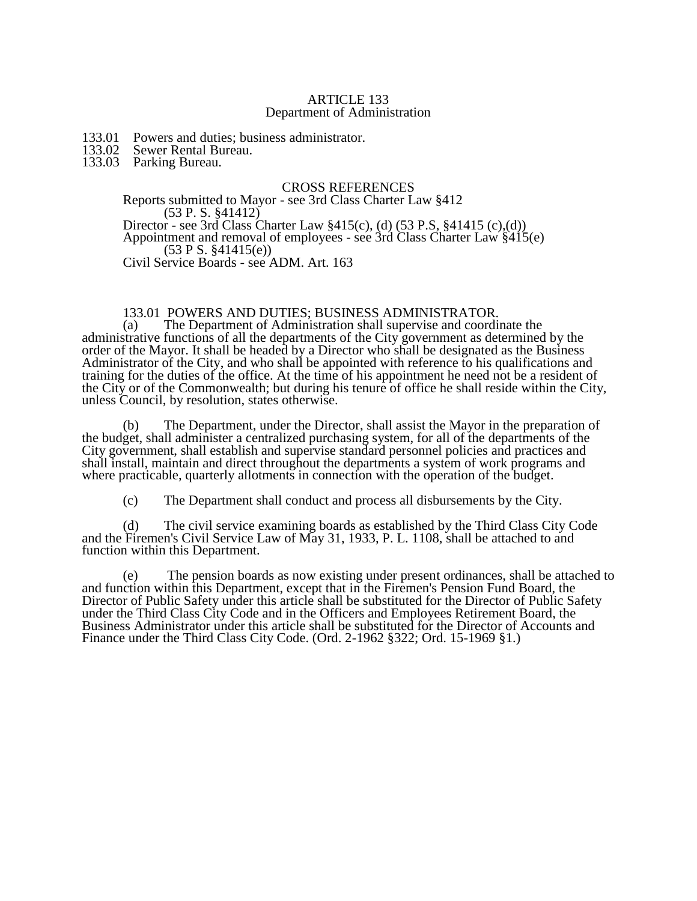# ARTICLE 133
## Department of Administration

133.01 Powers and duties; business administrator.
133.02 Sewer Rental Bureau.
133.03 Parking Bureau.

CROSS REFERENCES

Reports submitted to Mayor - see 3rd Class Charter Law §412
(53 P. S. §41412)
Director - see 3rd Class Charter Law §415(c), (d) (53 P.S, §41415 (c),(d))
Appointment and removal of employees - see 3rd Class Charter Law §415(e)
(53 P S. §41415(e))
Civil Service Boards - see ADM. Art. 163

### 133.01 POWERS AND DUTIES; BUSINESS ADMINISTRATOR.

(a) The Department of Administration shall supervise and coordinate the administrative functions of all the departments of the City government as determined by the order of the Mayor. It shall be headed by a Director who shall be designated as the Business Administrator of the City, and who shall be appointed with reference to his qualifications and training for the duties of the office. At the time of his appointment he need not be a resident of the City or of the Commonwealth; but during his tenure of office he shall reside within the City, unless Council, by resolution, states otherwise.

(b) The Department, under the Director, shall assist the Mayor in the preparation of the budget, shall administer a centralized purchasing system, for all of the departments of the City government, shall establish and supervise standard personnel policies and practices and shall install, maintain and direct throughout the departments a system of work programs and where practicable, quarterly allotments in connection with the operation of the budget.

(c) The Department shall conduct and process all disbursements by the City.

(d) The civil service examining boards as established by the Third Class City Code and the Firemen's Civil Service Law of May 31, 1933, P. L. 1108, shall be attached to and function within this Department.

(e) The pension boards as now existing under present ordinances, shall be attached to and function within this Department, except that in the Firemen's Pension Fund Board, the Director of Public Safety under this article shall be substituted for the Director of Public Safety under the Third Class City Code and in the Officers and Employees Retirement Board, the Business Administrator under this article shall be substituted for the Director of Accounts and Finance under the Third Class City Code. (Ord. 2-1962 §322; Ord. 15-1969 §1.)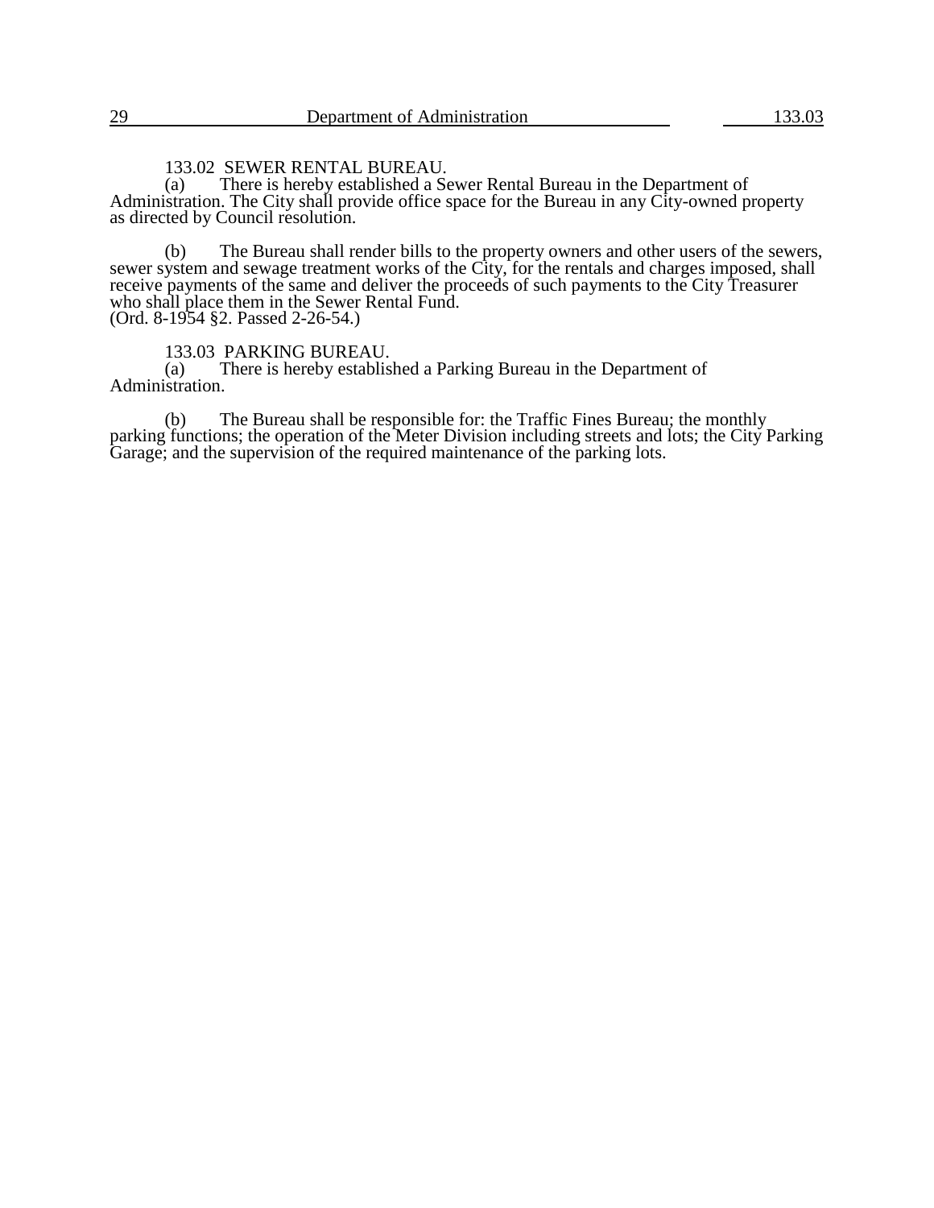133.02 SEWER RENTAL BUREAU.

(a) There is hereby established a Sewer Rental Bureau in the Department of Administration. The City shall provide office space for the Bureau in any City-owned property as directed by Council resolution.

(b) The Bureau shall render bills to the property owners and other users of the sewers, sewer system and sewage treatment works of the City, for the rentals and charges imposed, shall receive payments of the same and deliver the proceeds of such payments to the City Treasurer who shall place them in the Sewer Rental Fund.
(Ord. 8-1954 §2. Passed 2-26-54.)

133.03 PARKING BUREAU.

(a) There is hereby established a Parking Bureau in the Department of Administration.

(b) The Bureau shall be responsible for: the Traffic Fines Bureau; the monthly parking functions; the operation of the Meter Division including streets and lots; the City Parking Garage; and the supervision of the required maintenance of the parking lots.